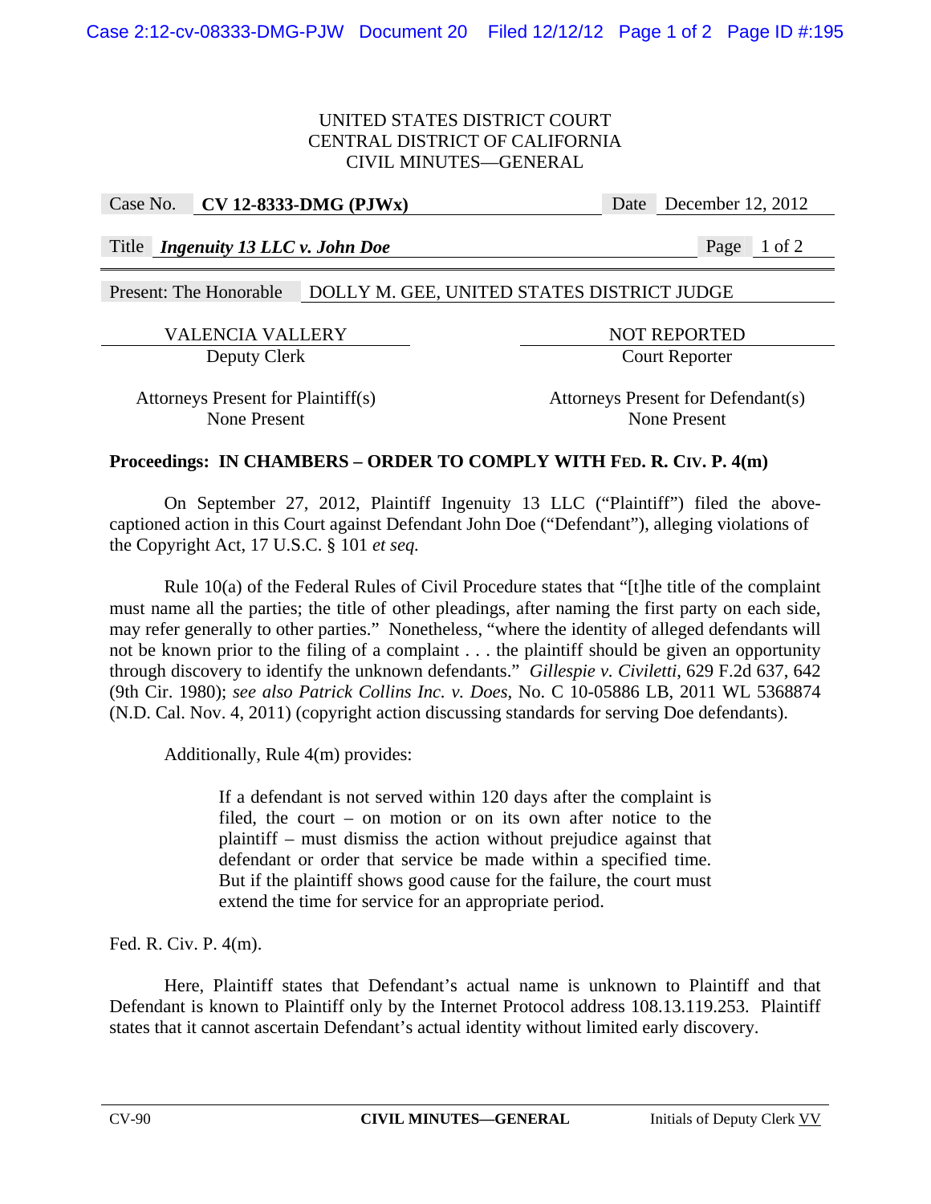UNITED STATES DISTRICT COURT
CENTRAL DISTRICT OF CALIFORNIA
CIVIL MINUTES—GENERAL

| | | | |
|---|---|---|---|
| Case No. | **CV 12-8333-DMG (PJWx)** | Date | December 12, 2012 |
| Title | ***Ingenuity 13 LLC v. John Doe*** | Page | 1 of 2 |

Present: The Honorable DOLLY M. GEE, UNITED STATES DISTRICT JUDGE

| | |
|---|---|
| VALENCIA VALLERY | NOT REPORTED |
| Deputy Clerk | Court Reporter |
| Attorneys Present for Plaintiff(s) | Attorneys Present for Defendant(s) |
| None Present | None Present |

**Proceedings: IN CHAMBERS – ORDER TO COMPLY WITH FED. R. CIV. P. 4(m)**

On September 27, 2012, Plaintiff Ingenuity 13 LLC ("Plaintiff") filed the above-captioned action in this Court against Defendant John Doe ("Defendant"), alleging violations of the Copyright Act, 17 U.S.C. § 101 *et seq.*

Rule 10(a) of the Federal Rules of Civil Procedure states that "[t]he title of the complaint must name all the parties; the title of other pleadings, after naming the first party on each side, may refer generally to other parties." Nonetheless, "where the identity of alleged defendants will not be known prior to the filing of a complaint . . . the plaintiff should be given an opportunity through discovery to identify the unknown defendants." *Gillespie v. Civiletti*, 629 F.2d 637, 642 (9th Cir. 1980); *see also Patrick Collins Inc. v. Does*, No. C 10-05886 LB, 2011 WL 5368874 (N.D. Cal. Nov. 4, 2011) (copyright action discussing standards for serving Doe defendants).

Additionally, Rule 4(m) provides:

> If a defendant is not served within 120 days after the complaint is filed, the court – on motion or on its own after notice to the plaintiff – must dismiss the action without prejudice against that defendant or order that service be made within a specified time. But if the plaintiff shows good cause for the failure, the court must extend the time for service for an appropriate period.

Fed. R. Civ. P. 4(m).

Here, Plaintiff states that Defendant's actual name is unknown to Plaintiff and that Defendant is known to Plaintiff only by the Internet Protocol address 108.13.119.253. Plaintiff states that it cannot ascertain Defendant's actual identity without limited early discovery.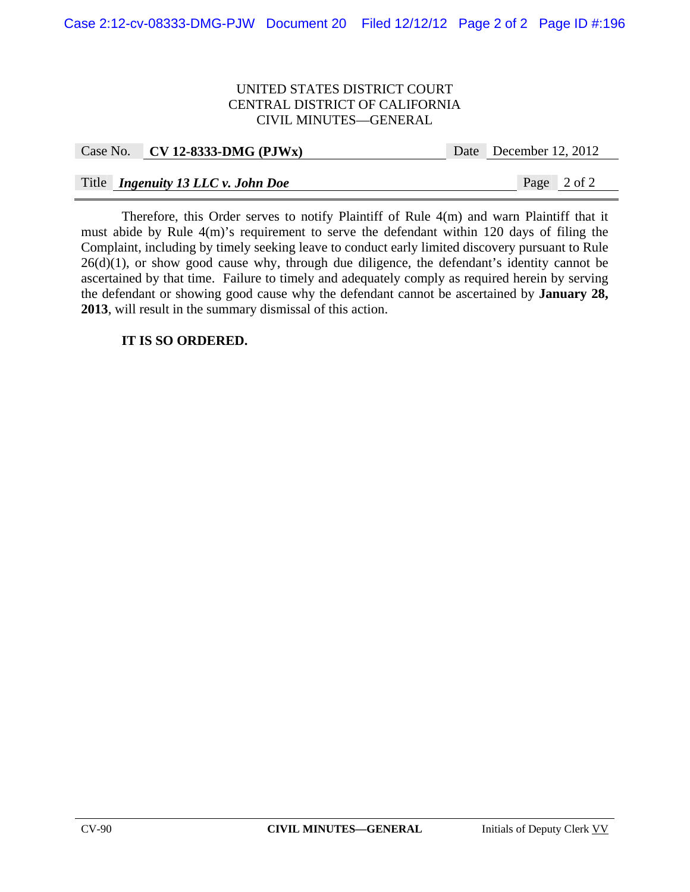UNITED STATES DISTRICT COURT
CENTRAL DISTRICT OF CALIFORNIA
CIVIL MINUTES—GENERAL

| | | | |
|---|---|---|---|
| Case No. | **CV 12-8333-DMG (PJWx)** | Date | December 12, 2012 |
| Title | ***Ingenuity 13 LLC v. John Doe*** | Page | 2 of 2 |

Therefore, this Order serves to notify Plaintiff of Rule 4(m) and warn Plaintiff that it must abide by Rule 4(m)'s requirement to serve the defendant within 120 days of filing the Complaint, including by timely seeking leave to conduct early limited discovery pursuant to Rule 26(d)(1), or show good cause why, through due diligence, the defendant's identity cannot be ascertained by that time. Failure to timely and adequately comply as required herein by serving the defendant or showing good cause why the defendant cannot be ascertained by **January 28, 2013**, will result in the summary dismissal of this action.

**IT IS SO ORDERED.**

CV-90 **CIVIL MINUTES—GENERAL** Initials of Deputy Clerk VV